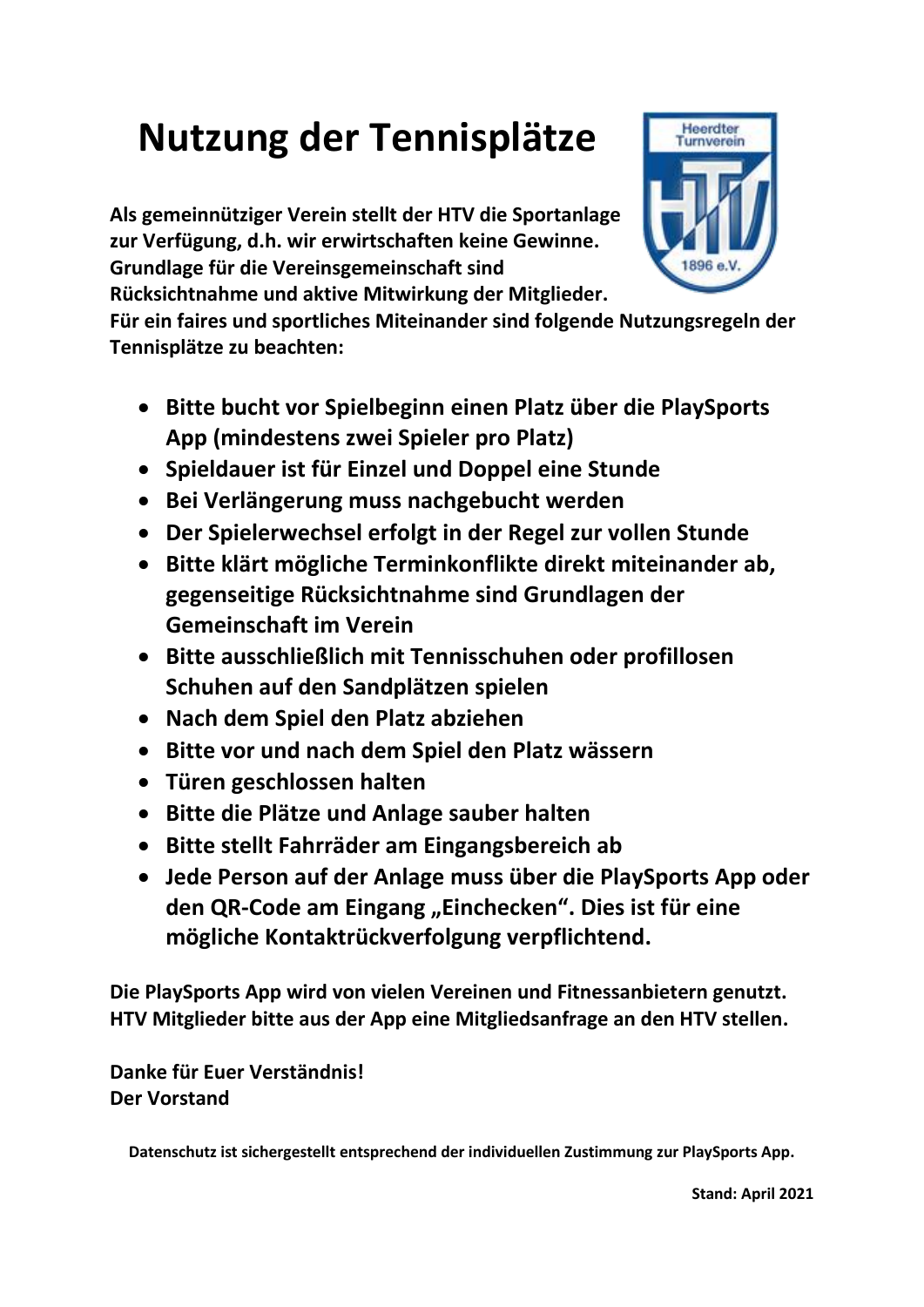# Nutzung der Tennisplätze

**Als gemeinnütziger Verein stellt der HTV die Sportanlage zur Verfügung, d.h. wir erwirtschaften keine Gewinne. Grundlage für die Vereinsgemeinschaft sind Rücksichtnahme und aktive Mitwirkung der Mitglieder. Für ein faires und sportliches Miteinander sind folgende Nutzungsregeln der Tennisplätze zu beachten:**

- **Bitte bucht vor Spielbeginn einen Platz über die PlaySports App (mindestens zwei Spieler pro Platz)**
- **Spieldauer ist für Einzel und Doppel eine Stunde**
- **Bei Verlängerung muss nachgebucht werden**
- **Der Spielerwechsel erfolgt in der Regel zur vollen Stunde**
- **Bitte klärt mögliche Terminkonflikte direkt miteinander ab, gegenseitige Rücksichtnahme sind Grundlagen der Gemeinschaft im Verein**
- **Bitte ausschließlich mit Tennisschuhen oder profillosen Schuhen auf den Sandplätzen spielen**
- **Nach dem Spiel den Platz abziehen**
- **Bitte vor und nach dem Spiel den Platz wässern**
- **Türen geschlossen halten**
- **Bitte die Plätze und Anlage sauber halten**
- **Bitte stellt Fahrräder am Eingangsbereich ab**
- **Jede Person auf der Anlage muss über die PlaySports App oder den QR-Code am Eingang „Einchecken“. Dies ist für eine mögliche Kontaktrückverfolgung verpflichtend.**

**Die PlaySports App wird von vielen Vereinen und Fitnessanbietern genutzt. HTV Mitglieder bitte aus der App eine Mitgliedsanfrage an den HTV stellen.**

**Danke für Euer Verständnis!**
**Der Vorstand**

**Datenschutz ist sichergestellt entsprechend der individuellen Zustimmung zur PlaySports App.**

**Stand: April 2021**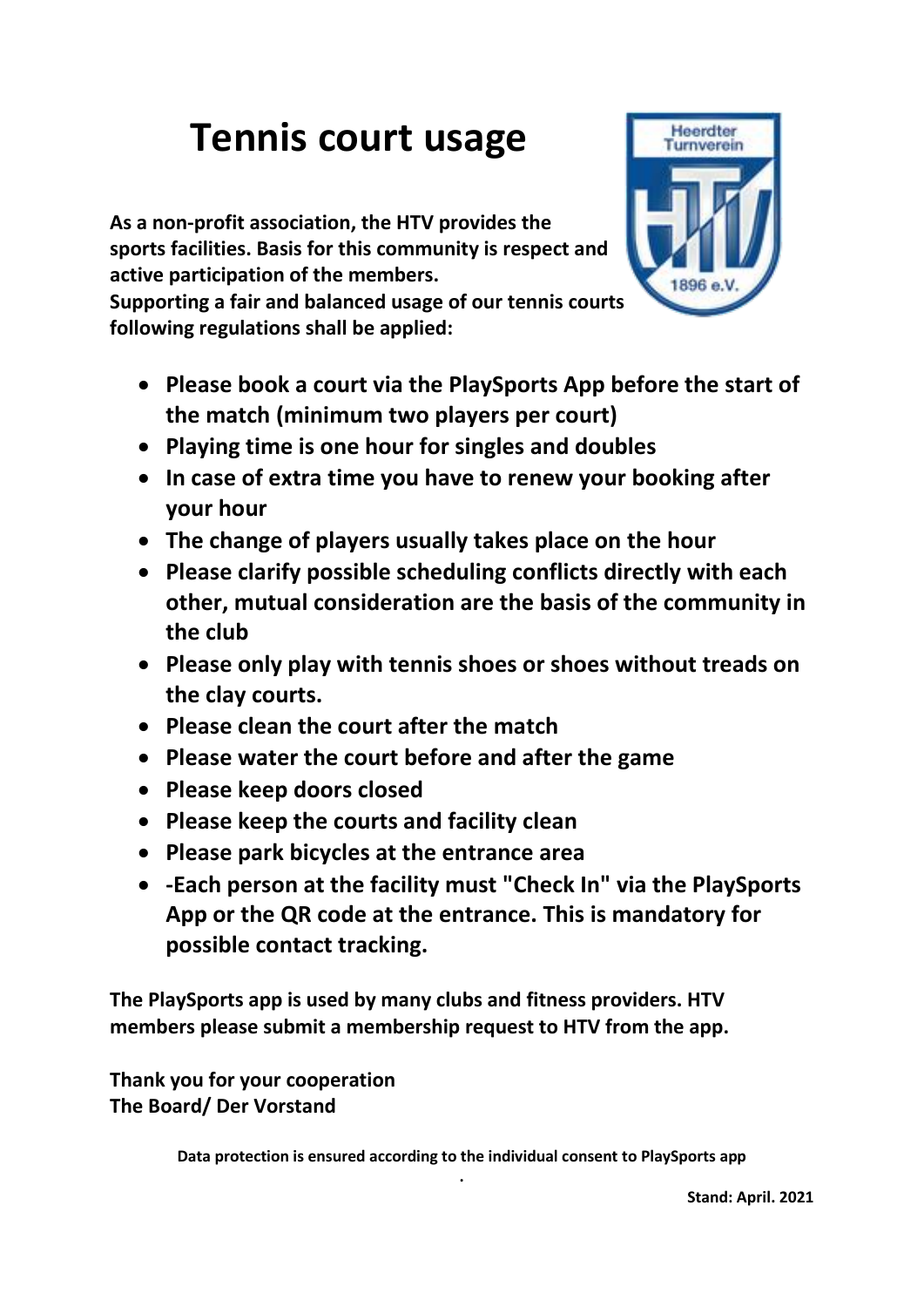# Tennis court usage

**As a non-profit association, the HTV provides the sports facilities. Basis for this community is respect and active participation of the members.**
**Supporting a fair and balanced usage of our tennis courts following regulations shall be applied:**

- **Please book a court via the PlaySports App before the start of the match (minimum two players per court)**
- **Playing time is one hour for singles and doubles**
- **In case of extra time you have to renew your booking after your hour**
- **The change of players usually takes place on the hour**
- **Please clarify possible scheduling conflicts directly with each other, mutual consideration are the basis of the community in the club**
- **Please only play with tennis shoes or shoes without treads on the clay courts.**
- **Please clean the court after the match**
- **Please water the court before and after the game**
- **Please keep doors closed**
- **Please keep the courts and facility clean**
- **Please park bicycles at the entrance area**
- **-Each person at the facility must "Check In" via the PlaySports App or the QR code at the entrance. This is mandatory for possible contact tracking.**

**The PlaySports app is used by many clubs and fitness providers. HTV members please submit a membership request to HTV from the app.**

**Thank you for your cooperation**
**The Board/ Der Vorstand**

**Data protection is ensured according to the individual consent to PlaySports app**

**Stand: April. 2021**